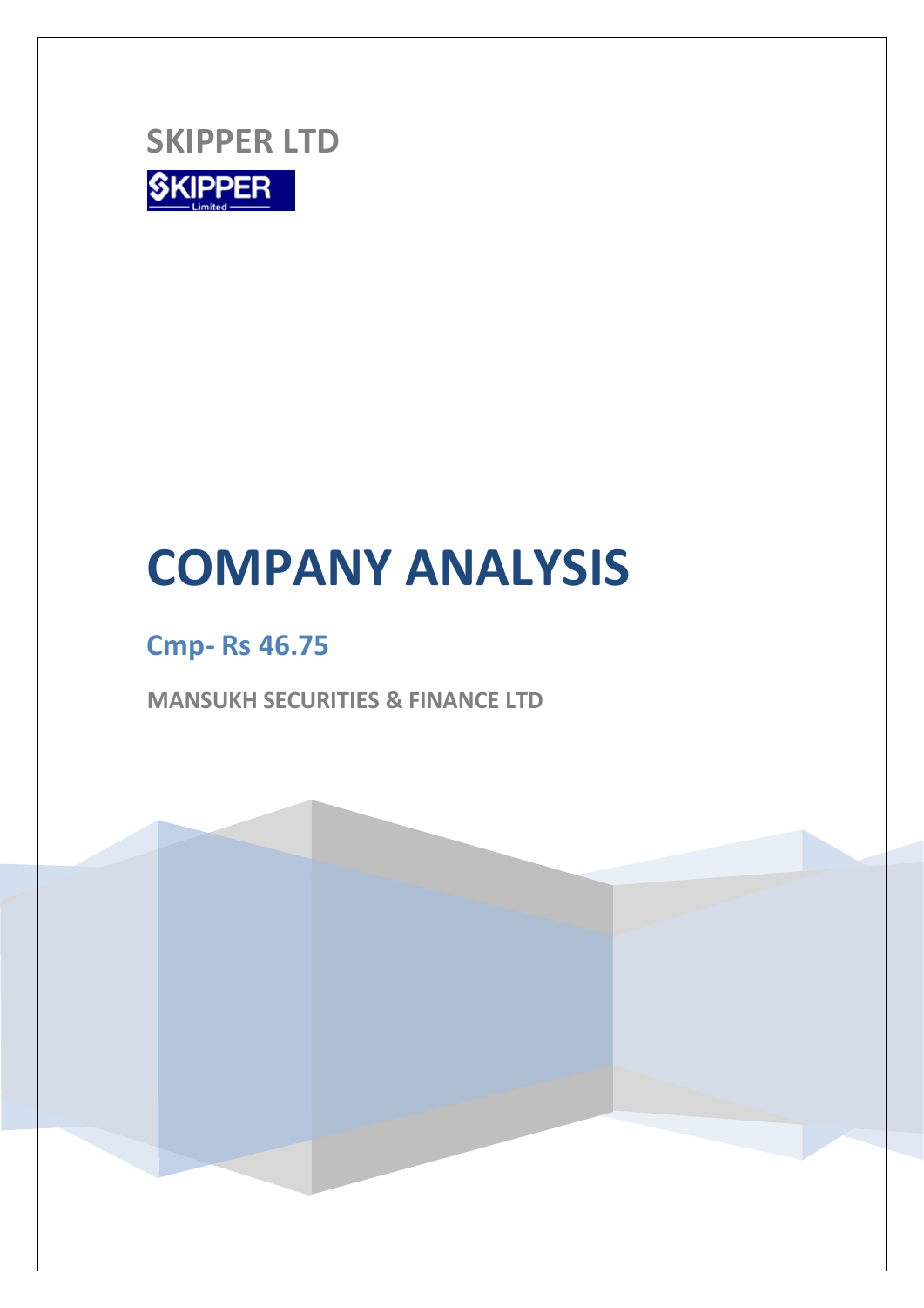## SKIPPER LTD

# COMPANY ANALYSIS

### Cmp- Rs 46.75

**MANSUKH SECURITIES & FINANCE LTD**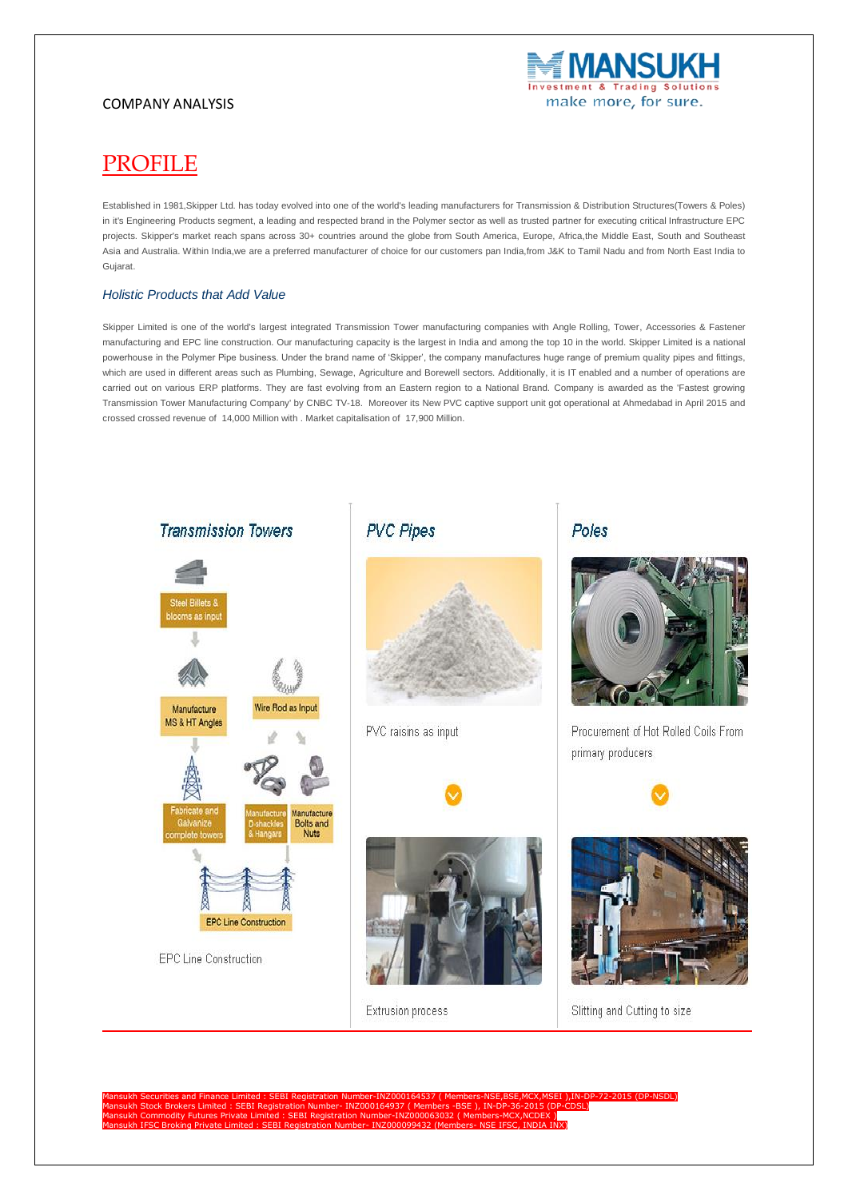COMPANY ANALYSIS

# PROFILE

Established in 1981,Skipper Ltd. has today evolved into one of the world's leading manufacturers for Transmission & Distribution Structures(Towers & Poles) in it's Engineering Products segment, a leading and respected brand in the Polymer sector as well as trusted partner for executing critical Infrastructure EPC projects. Skipper's market reach spans across 30+ countries around the globe from South America, Europe, Africa,the Middle East, South and Southeast Asia and Australia. Within India,we are a preferred manufacturer of choice for our customers pan India,from J&K to Tamil Nadu and from North East India to Gujarat.

### *Holistic Products that Add Value*

Skipper Limited is one of the world's largest integrated Transmission Tower manufacturing companies with Angle Rolling, Tower, Accessories & Fastener manufacturing and EPC line construction. Our manufacturing capacity is the largest in India and among the top 10 in the world. Skipper Limited is a national powerhouse in the Polymer Pipe business. Under the brand name of 'Skipper', the company manufactures huge range of premium quality pipes and fittings, which are used in different areas such as Plumbing, Sewage, Agriculture and Borewell sectors. Additionally, it is IT enabled and a number of operations are carried out on various ERP platforms. They are fast evolving from an Eastern region to a National Brand. Company is awarded as the 'Fastest growing Transmission Tower Manufacturing Company' by CNBC TV-18. Moreover its New PVC captive support unit got operational at Ahmedabad in April 2015 and crossed crossed revenue of 14,000 Million with . Market capitalisation of 17,900 Million.

**Transmission Towers**

Steel Billets & blooms as input → Manufacture MS & HT Angles → Fabricate and Galvanize complete towers

Wire Rod as Input → Manufacture D-shackles & Hangars; Manufacture Bolts and Nuts

→ EPC Line Construction

EPC Line Construction

**PVC Pipes**

PVC raisins as input

Extrusion process

**Poles**

Procurement of Hot Rolled Coils From primary producers

Slitting and Cutting to size

Mansukh Securities and Finance Limited : SEBI Registration Number-INZ000164537 ( Members-NSE,BSE,MCX,MSEI ),IN-DP-72-2015 (DP-NSDL)
Mansukh Stock Brokers Limited : SEBI Registration Number- INZ000164937 ( Members -BSE ), IN-DP-36-2015 (DP-CDSL)
Mansukh Commodity Futures Private Limited : SEBI Registration Number-INZ000063032 ( Members-MCX,NCDEX )
Mansukh IFSC Broking Private Limited : SEBI Registration Number- INZ000099432 (Members- NSE IFSC, INDIA INX)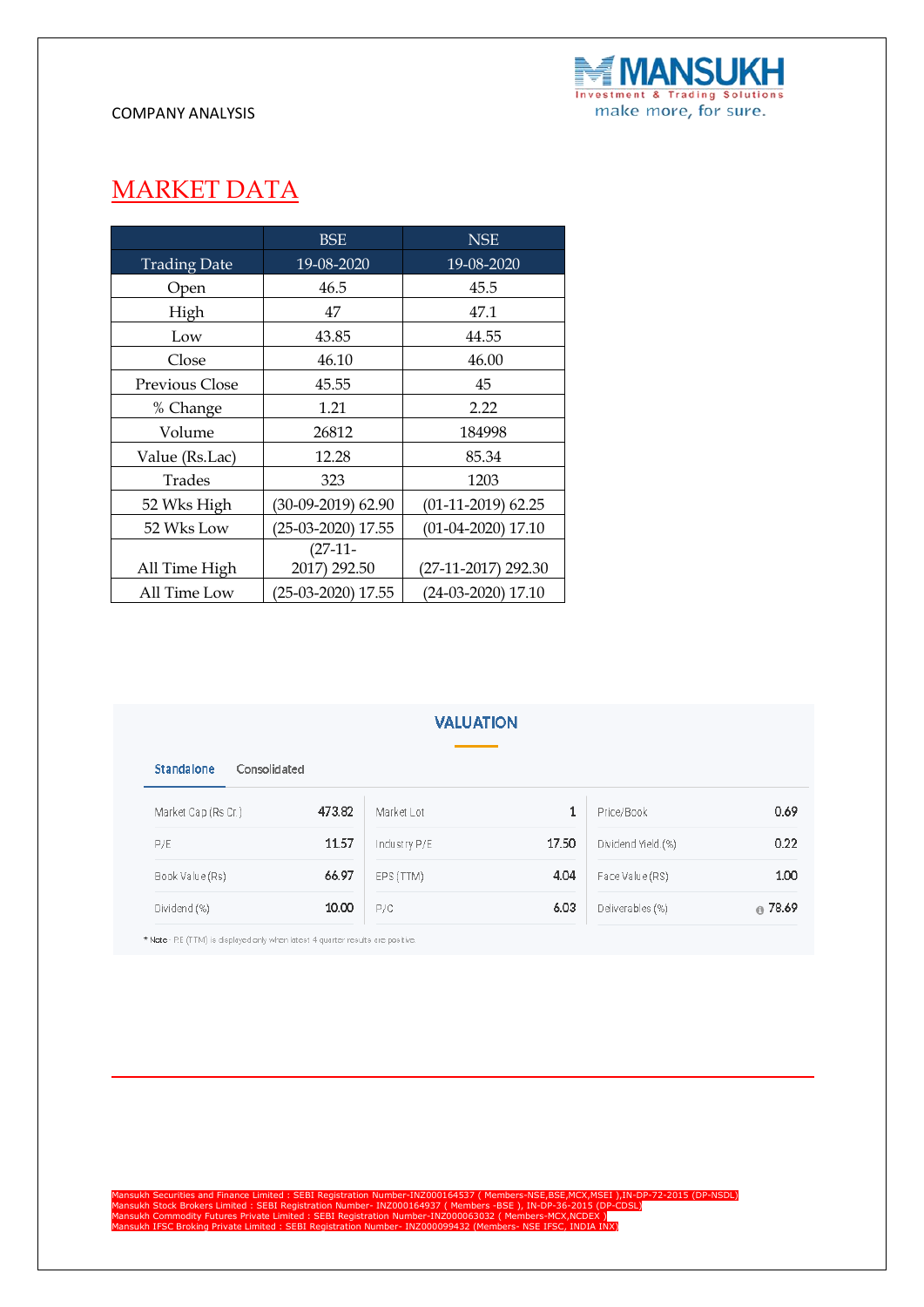## MARKET DATA

| | BSE | NSE |
|---|---|---|
| Trading Date | 19-08-2020 | 19-08-2020 |
| Open | 46.5 | 45.5 |
| High | 47 | 47.1 |
| Low | 43.85 | 44.55 |
| Close | 46.10 | 46.00 |
| Previous Close | 45.55 | 45 |
| % Change | 1.21 | 2.22 |
| Volume | 26812 | 184998 |
| Value (Rs.Lac) | 12.28 | 85.34 |
| Trades | 323 | 1203 |
| 52 Wks High | (30-09-2019) 62.90 | (01-11-2019) 62.25 |
| 52 Wks Low | (25-03-2020) 17.55 | (01-04-2020) 17.10 |
| All Time High | (27-11-2017) 292.50 | (27-11-2017) 292.30 |
| All Time Low | (25-03-2020) 17.55 | (24-03-2020) 17.10 |

### VALUATION

Standalone | Consolidated

| | | | | | |
|---|---|---|---|---|---|
| Market Cap (Rs Cr.) | 473.82 | Market Lot | 1 | Price/Book | 0.69 |
| P/E | 11.57 | Industry P/E | 17.50 | Dividend Yield (%) | 0.22 |
| Book Value (Rs) | 66.97 | EPS (TTM) | 4.04 | Face Value (RS) | 1.00 |
| Dividend (%) | 10.00 | P/C | 6.03 | Deliverables (%) | 78.69 |

* Note - P/E (TTM) is displayed only when latest 4 quarter results are positive.

Mansukh Securities and Finance Limited : SEBI Registration Number-INZ000164537 ( Members-NSE,BSE,MCX,MSEI ),IN-DP-72-2015 (DP-NSDL)
Mansukh Stock Brokers Limited : SEBI Registration Number- INZ000164937 ( Members -BSE ), IN-DP-36-2015 (DP-CDSL)
Mansukh Commodity Futures Private Limited : SEBI Registration Number-INZ000063032 ( Members-MCX,NCDEX )
Mansukh IFSC Broking Private Limited : SEBI Registration Number- INZ000099432 (Members- NSE IFSC, INDIA INX)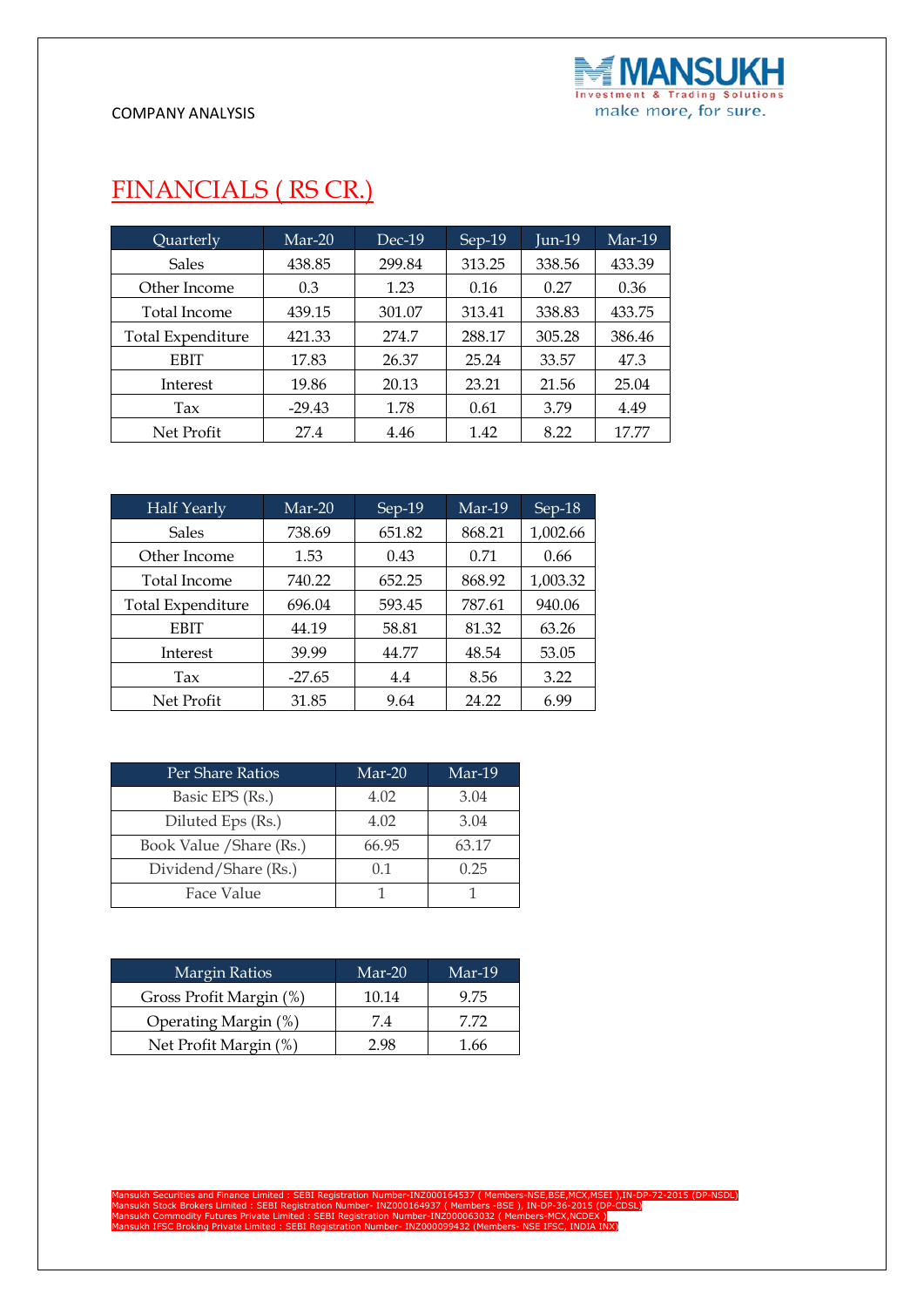# FINANCIALS ( RS CR.)

| Quarterly | Mar-20 | Dec-19 | Sep-19 | Jun-19 | Mar-19 |
|---|---|---|---|---|---|
| Sales | 438.85 | 299.84 | 313.25 | 338.56 | 433.39 |
| Other Income | 0.3 | 1.23 | 0.16 | 0.27 | 0.36 |
| Total Income | 439.15 | 301.07 | 313.41 | 338.83 | 433.75 |
| Total Expenditure | 421.33 | 274.7 | 288.17 | 305.28 | 386.46 |
| EBIT | 17.83 | 26.37 | 25.24 | 33.57 | 47.3 |
| Interest | 19.86 | 20.13 | 23.21 | 21.56 | 25.04 |
| Tax | -29.43 | 1.78 | 0.61 | 3.79 | 4.49 |
| Net Profit | 27.4 | 4.46 | 1.42 | 8.22 | 17.77 |

| Half Yearly | Mar-20 | Sep-19 | Mar-19 | Sep-18 |
|---|---|---|---|---|
| Sales | 738.69 | 651.82 | 868.21 | 1,002.66 |
| Other Income | 1.53 | 0.43 | 0.71 | 0.66 |
| Total Income | 740.22 | 652.25 | 868.92 | 1,003.32 |
| Total Expenditure | 696.04 | 593.45 | 787.61 | 940.06 |
| EBIT | 44.19 | 58.81 | 81.32 | 63.26 |
| Interest | 39.99 | 44.77 | 48.54 | 53.05 |
| Tax | -27.65 | 4.4 | 8.56 | 3.22 |
| Net Profit | 31.85 | 9.64 | 24.22 | 6.99 |

| Per Share Ratios | Mar-20 | Mar-19 |
|---|---|---|
| Basic EPS (Rs.) | 4.02 | 3.04 |
| Diluted Eps (Rs.) | 4.02 | 3.04 |
| Book Value /Share (Rs.) | 66.95 | 63.17 |
| Dividend/Share (Rs.) | 0.1 | 0.25 |
| Face Value | 1 | 1 |

| Margin Ratios | Mar-20 | Mar-19 |
|---|---|---|
| Gross Profit Margin (%) | 10.14 | 9.75 |
| Operating Margin (%) | 7.4 | 7.72 |
| Net Profit Margin (%) | 2.98 | 1.66 |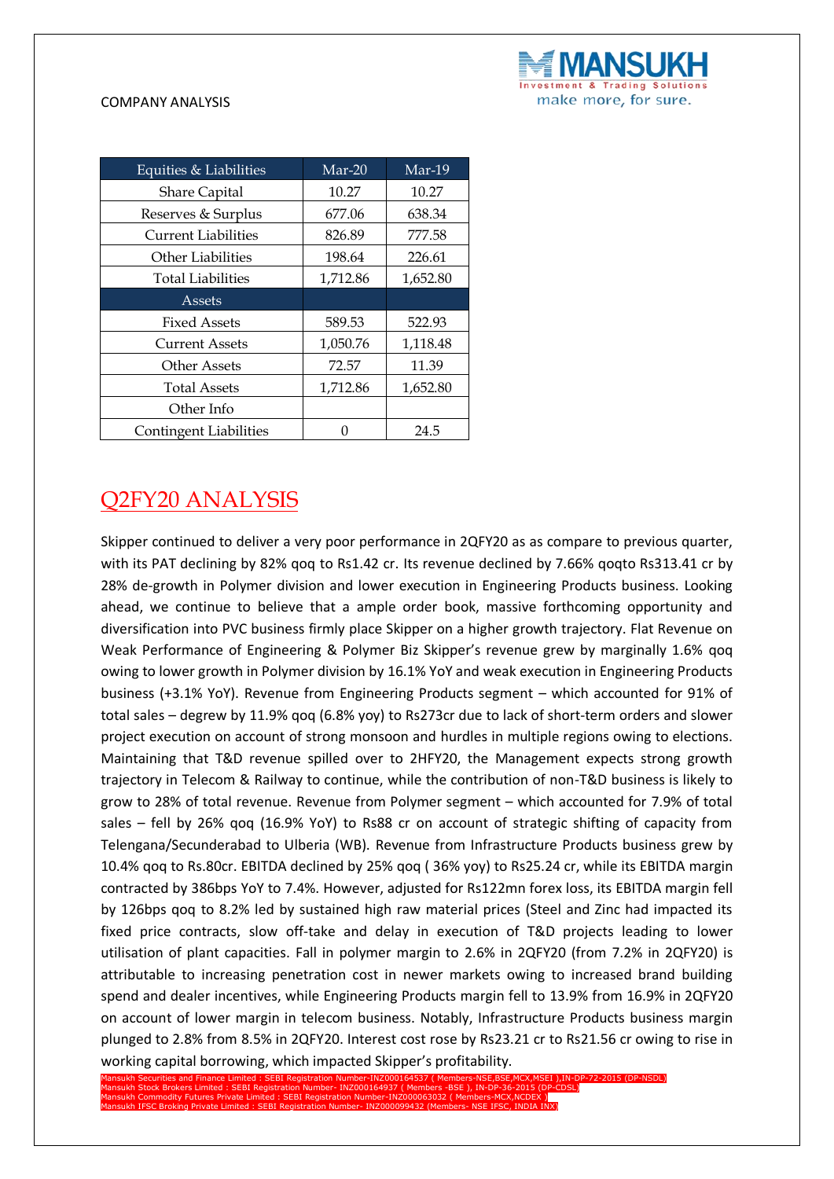COMPANY ANALYSIS

| Equities & Liabilities | Mar-20 | Mar-19 |
|---|---|---|
| Share Capital | 10.27 | 10.27 |
| Reserves & Surplus | 677.06 | 638.34 |
| Current Liabilities | 826.89 | 777.58 |
| Other Liabilities | 198.64 | 226.61 |
| Total Liabilities | 1,712.86 | 1,652.80 |
| Assets | | |
| Fixed Assets | 589.53 | 522.93 |
| Current Assets | 1,050.76 | 1,118.48 |
| Other Assets | 72.57 | 11.39 |
| Total Assets | 1,712.86 | 1,652.80 |
| Other Info | | |
| Contingent Liabilities | 0 | 24.5 |

## Q2FY20 ANALYSIS

Skipper continued to deliver a very poor performance in 2QFY20 as as compare to previous quarter, with its PAT declining by 82% qoq to Rs1.42 cr. Its revenue declined by 7.66% qoqto Rs313.41 cr by 28% de-growth in Polymer division and lower execution in Engineering Products business. Looking ahead, we continue to believe that a ample order book, massive forthcoming opportunity and diversification into PVC business firmly place Skipper on a higher growth trajectory. Flat Revenue on Weak Performance of Engineering & Polymer Biz Skipper's revenue grew by marginally 1.6% qoq owing to lower growth in Polymer division by 16.1% YoY and weak execution in Engineering Products business (+3.1% YoY). Revenue from Engineering Products segment – which accounted for 91% of total sales – degrew by 11.9% qoq (6.8% yoy) to Rs273cr due to lack of short-term orders and slower project execution on account of strong monsoon and hurdles in multiple regions owing to elections. Maintaining that T&D revenue spilled over to 2HFY20, the Management expects strong growth trajectory in Telecom & Railway to continue, while the contribution of non-T&D business is likely to grow to 28% of total revenue. Revenue from Polymer segment – which accounted for 7.9% of total sales – fell by 26% qoq (16.9% YoY) to Rs88 cr on account of strategic shifting of capacity from Telengana/Secunderabad to Ulberia (WB). Revenue from Infrastructure Products business grew by 10.4% qoq to Rs.80cr. EBITDA declined by 25% qoq ( 36% yoy) to Rs25.24 cr, while its EBITDA margin contracted by 386bps YoY to 7.4%. However, adjusted for Rs122mn forex loss, its EBITDA margin fell by 126bps qoq to 8.2% led by sustained high raw material prices (Steel and Zinc had impacted its fixed price contracts, slow off-take and delay in execution of T&D projects leading to lower utilisation of plant capacities. Fall in polymer margin to 2.6% in 2QFY20 (from 7.2% in 2QFY20) is attributable to increasing penetration cost in newer markets owing to increased brand building spend and dealer incentives, while Engineering Products margin fell to 13.9% from 16.9% in 2QFY20 on account of lower margin in telecom business. Notably, Infrastructure Products business margin plunged to 2.8% from 8.5% in 2QFY20. Interest cost rose by Rs23.21 cr to Rs21.56 cr owing to rise in working capital borrowing, which impacted Skipper's profitability.

Mansukh Securities and Finance Limited : SEBI Registration Number-INZ000164537 ( Members-NSE,BSE,MCX,MSEI ),IN-DP-72-2015 (DP-NSDL)
Mansukh Stock Brokers Limited : SEBI Registration Number- INZ000164937 ( Members -BSE ), IN-DP-36-2015 (DP-CDSL)
Mansukh Commodity Futures Private Limited : SEBI Registration Number-INZ000063032 ( Members-MCX,NCDEX )
Mansukh IFSC Broking Private Limited : SEBI Registration Number- INZ000099432 (Members- NSE IFSC, INDIA INX)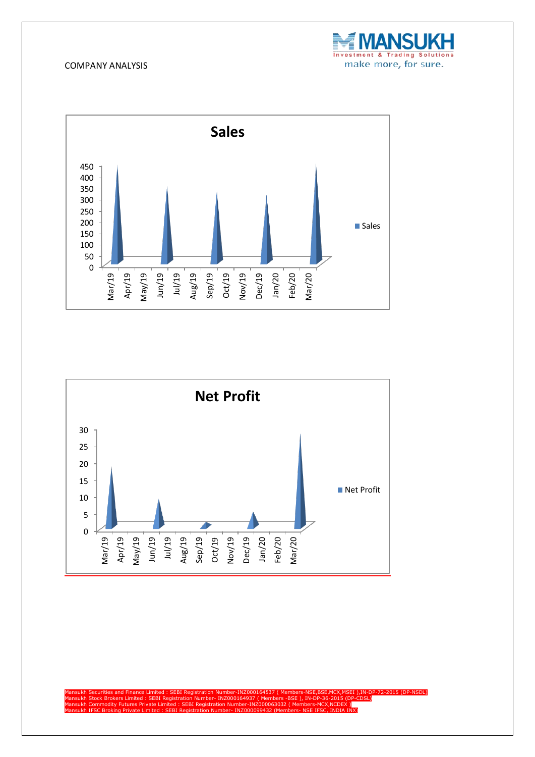## Sales

| | Sales |
|---|---|
| 450 | |
| 400 | |
| 350 | |
| 300 | |
| 250 | |
| 200 | |
| 150 | |
| 100 | |
| 50 | |
| 0 | |

Mar/19, Apr/19, May/19, Jun/19, Jul/19, Aug/19, Sep/19, Oct/19, Nov/19, Dec/19, Jan/20, Feb/20, Mar/20

■ Sales

## Net Profit

30, 25, 20, 15, 10, 5, 0

Mar/19, Apr/19, May/19, Jun/19, Jul/19, Aug/19, Sep/19, Oct/19, Nov/19, Dec/19, Jan/20, Feb/20, Mar/20

■ Net Profit

Mansukh Securities and Finance Limited : SEBI Registration Number-INZ000164537 ( Members-NSE,BSE,MCX,MSEI ),IN-DP-72-2015 (DP-NSDL)
Mansukh Stock Brokers Limited : SEBI Registration Number- INZ000164937 ( Members -BSE ), IN-DP-36-2015 (DP-CDSL)
Mansukh Commodity Futures Private Limited : SEBI Registration Number-INZ000063032 ( Members-MCX,NCDEX )
Mansukh IFSC Broking Private Limited : SEBI Registration Number- INZ000099432 (Members- NSE IFSC, INDIA INX)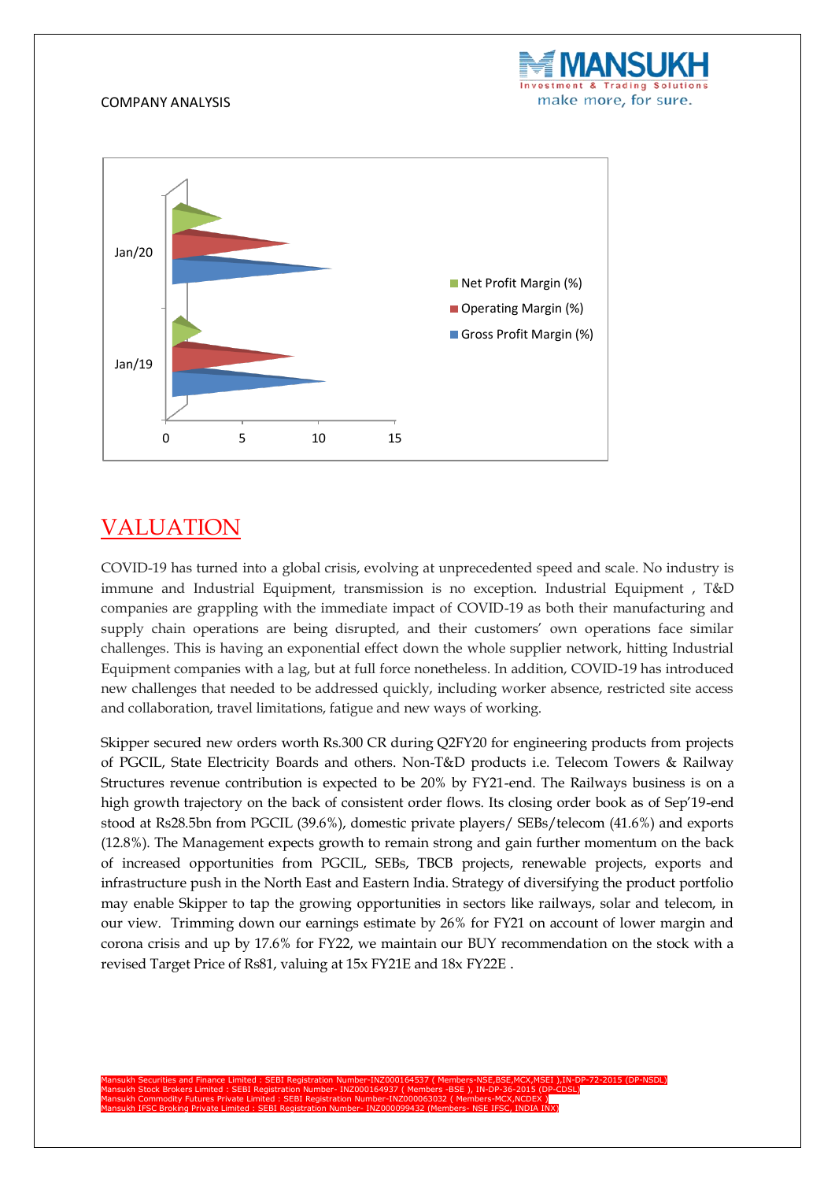## VALUATION

COVID-19 has turned into a global crisis, evolving at unprecedented speed and scale. No industry is immune and Industrial Equipment, transmission is no exception. Industrial Equipment , T&D companies are grappling with the immediate impact of COVID-19 as both their manufacturing and supply chain operations are being disrupted, and their customers' own operations face similar challenges. This is having an exponential effect down the whole supplier network, hitting Industrial Equipment companies with a lag, but at full force nonetheless. In addition, COVID-19 has introduced new challenges that needed to be addressed quickly, including worker absence, restricted site access and collaboration, travel limitations, fatigue and new ways of working.

Skipper secured new orders worth Rs.300 CR during Q2FY20 for engineering products from projects of PGCIL, State Electricity Boards and others. Non-T&D products i.e. Telecom Towers & Railway Structures revenue contribution is expected to be 20% by FY21-end. The Railways business is on a high growth trajectory on the back of consistent order flows. Its closing order book as of Sep'19-end stood at Rs28.5bn from PGCIL (39.6%), domestic private players/ SEBs/telecom (41.6%) and exports (12.8%). The Management expects growth to remain strong and gain further momentum on the back of increased opportunities from PGCIL, SEBs, TBCB projects, renewable projects, exports and infrastructure push in the North East and Eastern India. Strategy of diversifying the product portfolio may enable Skipper to tap the growing opportunities in sectors like railways, solar and telecom, in our view. Trimming down our earnings estimate by 26% for FY21 on account of lower margin and corona crisis and up by 17.6% for FY22, we maintain our BUY recommendation on the stock with a revised Target Price of Rs81, valuing at 15x FY21E and 18x FY22E .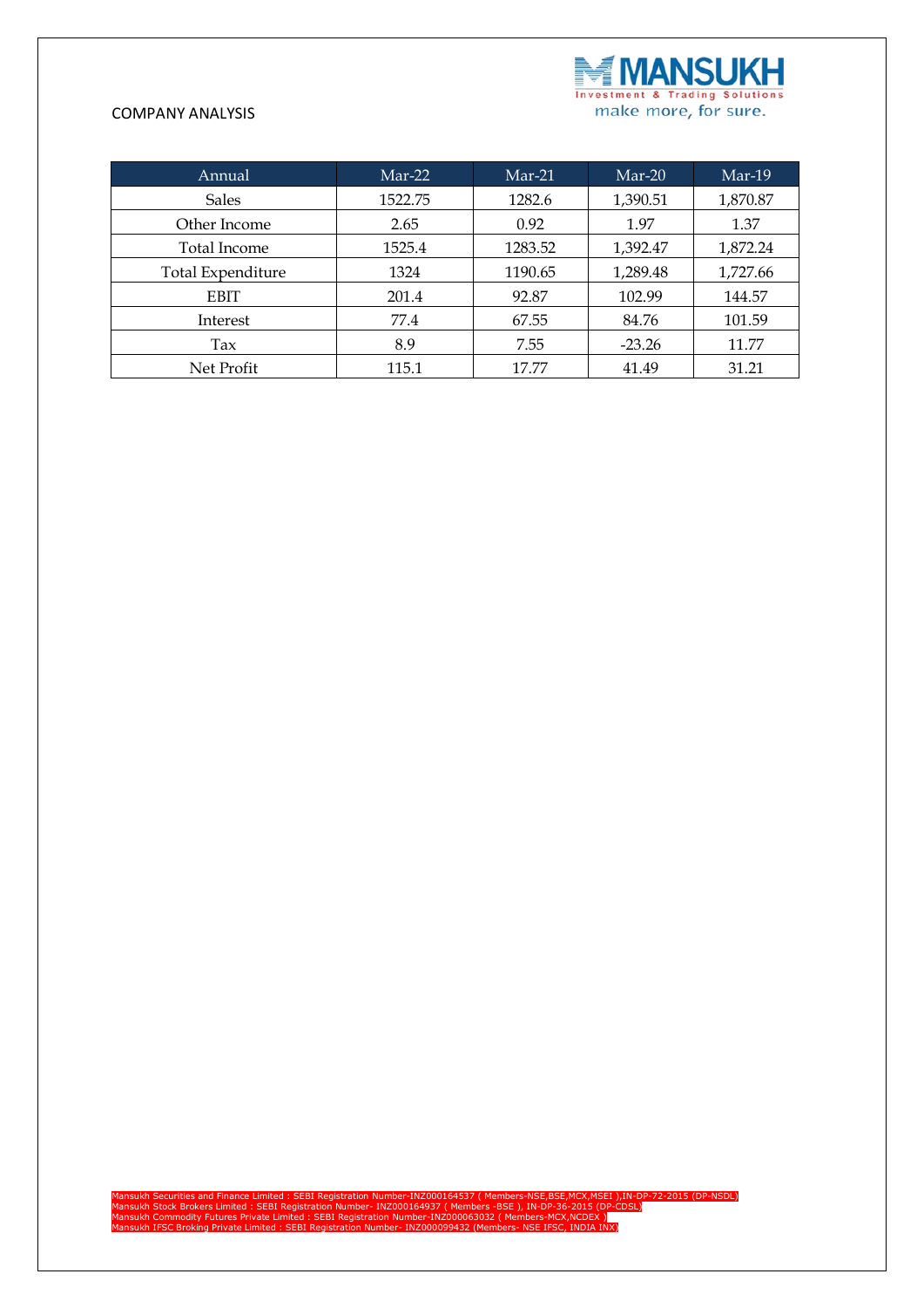COMPANY ANALYSIS

| Annual | Mar-22 | Mar-21 | Mar-20 | Mar-19 |
|---|---|---|---|---|
| Sales | 1522.75 | 1282.6 | 1,390.51 | 1,870.87 |
| Other Income | 2.65 | 0.92 | 1.97 | 1.37 |
| Total Income | 1525.4 | 1283.52 | 1,392.47 | 1,872.24 |
| Total Expenditure | 1324 | 1190.65 | 1,289.48 | 1,727.66 |
| EBIT | 201.4 | 92.87 | 102.99 | 144.57 |
| Interest | 77.4 | 67.55 | 84.76 | 101.59 |
| Tax | 8.9 | 7.55 | -23.26 | 11.77 |
| Net Profit | 115.1 | 17.77 | 41.49 | 31.21 |

Mansukh Securities and Finance Limited : SEBI Registration Number-INZ000164537 ( Members-NSE,BSE,MCX,MSEI ),IN-DP-72-2015 (DP-NSDL)
Mansukh Stock Brokers Limited : SEBI Registration Number- INZ000164937 ( Members -BSE ), IN-DP-36-2015 (DP-CDSL)
Mansukh Commodity Futures Private Limited : SEBI Registration Number-INZ000063032 ( Members-MCX,NCDEX )
Mansukh IFSC Broking Private Limited : SEBI Registration Number- INZ000099432 (Members- NSE IFSC, INDIA INX)